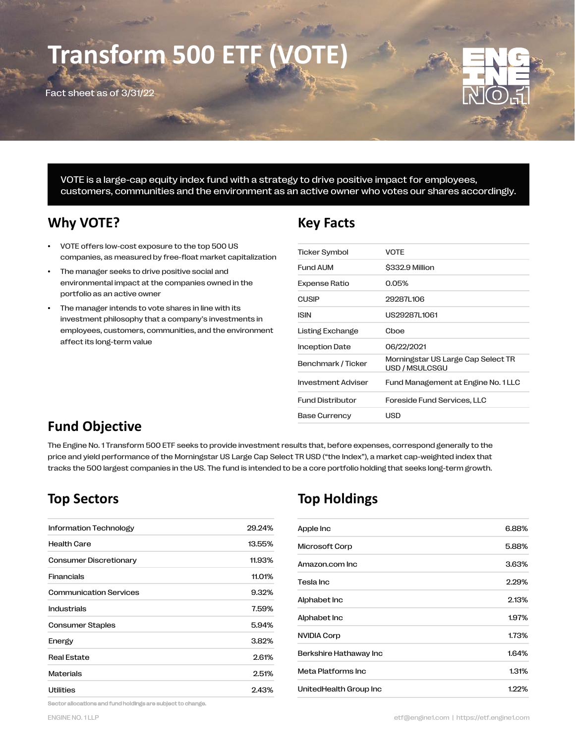# Transform 500 ETF (VOTE)

Fact sheet as of 3/31/22

ENGINE NO.1

VOTE is a large-cap equity index fund with a strategy to drive positive impact for employees, customers, communities and the environment as an active owner who votes our shares accordingly.

## Why VOTE?

- VOTE offers low-cost exposure to the top 500 US companies, as measured by free-float market capitalization
- The manager seeks to drive positive social and environmental impact at the companies owned in the portfolio as an active owner
- The manager intends to vote shares in line with its investment philosophy that a company's investments in employees, customers, communities, and the environment affect its long-term value

## Key Facts

| | |
|---|---|
| Ticker Symbol | VOTE |
| Fund AUM | $332.9 Million |
| Expense Ratio | 0.05% |
| CUSIP | 29287L106 |
| ISIN | US29287L1061 |
| Listing Exchange | Cboe |
| Inception Date | 06/22/2021 |
| Benchmark / Ticker | Morningstar US Large Cap Select TR USD / MSULCSGU |
| Investment Adviser | Fund Management at Engine No. 1 LLC |
| Fund Distributor | Foreside Fund Services, LLC |
| Base Currency | USD |

## Fund Objective

The Engine No. 1 Transform 500 ETF seeks to provide investment results that, before expenses, correspond generally to the price and yield performance of the Morningstar US Large Cap Select TR USD ("the Index"), a market cap-weighted index that tracks the 500 largest companies in the US. The fund is intended to be a core portfolio holding that seeks long-term growth.

## Top Sectors

| | |
|---|---|
| Information Technology | 29.24% |
| Health Care | 13.55% |
| Consumer Discretionary | 11.93% |
| Financials | 11.01% |
| Communication Services | 9.32% |
| Industrials | 7.59% |
| Consumer Staples | 5.94% |
| Energy | 3.82% |
| Real Estate | 2.61% |
| Materials | 2.51% |
| Utilities | 2.43% |

## Top Holdings

| | |
|---|---|
| Apple Inc | 6.88% |
| Microsoft Corp | 5.88% |
| Amazon.com Inc | 3.63% |
| Tesla Inc | 2.29% |
| Alphabet Inc | 2.13% |
| Alphabet Inc | 1.97% |
| NVIDIA Corp | 1.73% |
| Berkshire Hathaway Inc | 1.64% |
| Meta Platforms Inc | 1.31% |
| UnitedHealth Group Inc | 1.22% |

Sector allocations and fund holdings are subject to change.

ENGINE NO. 1 LLP

etf@engine1.com | https://etf.engine1.com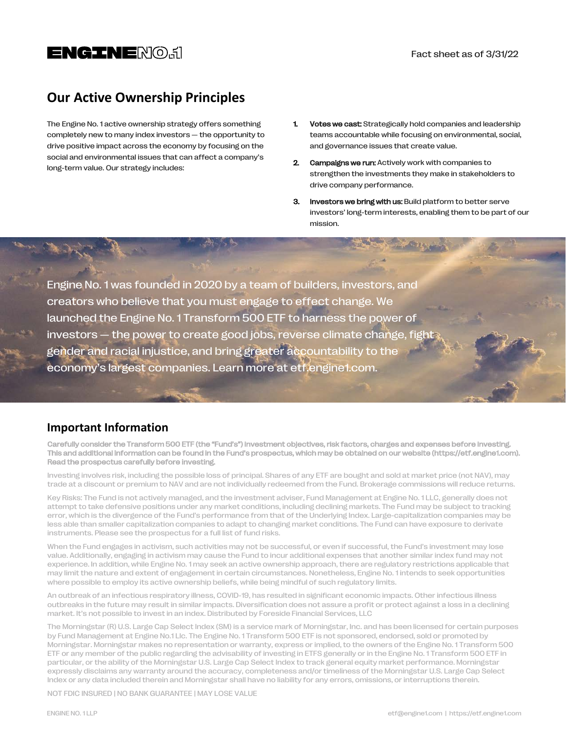Fact sheet as of 3/31/22

## Our Active Ownership Principles

The Engine No. 1 active ownership strategy offers something completely new to many index investors — the opportunity to drive positive impact across the economy by focusing on the social and environmental issues that can affect a company's long-term value. Our strategy includes:

1. **Votes we cast:** Strategically hold companies and leadership teams accountable while focusing on environmental, social, and governance issues that create value.
2. **Campaigns we run:** Actively work with companies to strengthen the investments they make in stakeholders to drive company performance.
3. **Investors we bring with us:** Build platform to better serve investors' long-term interests, enabling them to be part of our mission.

Engine No. 1 was founded in 2020 by a team of builders, investors, and creators who believe that you must engage to effect change. We launched the Engine No. 1 Transform 500 ETF to harness the power of investors — the power to create good jobs, reverse climate change, fight gender and racial injustice, and bring greater accountability to the economy's largest companies. Learn more at etf.engine1.com.

## Important Information

**Carefully consider the Transform 500 ETF (the "Fund's") investment objectives, risk factors, charges and expenses before investing. This and additional information can be found in the Fund's prospectus, which may be obtained on our website (https://etf.engine1.com). Read the prospectus carefully before investing.**

Investing involves risk, including the possible loss of principal. Shares of any ETF are bought and sold at market price (not NAV), may trade at a discount or premium to NAV and are not individually redeemed from the Fund. Brokerage commissions will reduce returns.

Key Risks: The Fund is not actively managed, and the investment adviser, Fund Management at Engine No. 1 LLC, generally does not attempt to take defensive positions under any market conditions, including declining markets. The Fund may be subject to tracking error, which is the divergence of the Fund's performance from that of the Underlying Index. Large-capitalization companies may be less able than smaller capitalization companies to adapt to changing market conditions. The Fund can have exposure to derivate instruments. Please see the prospectus for a full list of fund risks.

When the Fund engages in activism, such activities may not be successful, or even if successful, the Fund's investment may lose value. Additionally, engaging in activism may cause the Fund to incur additional expenses that another similar index fund may not experience. In addition, while Engine No. 1 may seek an active ownership approach, there are regulatory restrictions applicable that may limit the nature and extent of engagement in certain circumstances. Nonetheless, Engine No. 1 intends to seek opportunities where possible to employ its active ownership beliefs, while being mindful of such regulatory limits.

An outbreak of an infectious respiratory illness, COVID-19, has resulted in significant economic impacts. Other infectious illness outbreaks in the future may result in similar impacts. Diversification does not assure a profit or protect against a loss in a declining market. It's not possible to invest in an index. Distributed by Foreside Financial Services, LLC

The Morningstar (R) U.S. Large Cap Select Index (SM) is a service mark of Morningstar, Inc. and has been licensed for certain purposes by Fund Management at Engine No.1 Llc. The Engine No. 1 Transform 500 ETF is not sponsored, endorsed, sold or promoted by Morningstar. Morningstar makes no representation or warranty, express or implied, to the owners of the Engine No. 1 Transform 500 ETF or any member of the public regarding the advisability of investing in ETFS generally or in the Engine No. 1 Transform 500 ETF in particular, or the ability of the Morningstar U.S. Large Cap Select Index to track general equity market performance. Morningstar expressly disclaims any warranty around the accuracy, completeness and/or timeliness of the Morningstar U.S. Large Cap Select Index or any data included therein and Morningstar shall have no liability for any errors, omissions, or interruptions therein.

NOT FDIC INSURED | NO BANK GUARANTEE | MAY LOSE VALUE

ENGINE NO. 1 LLP

etf@engine1.com | https://etf.engine1.com